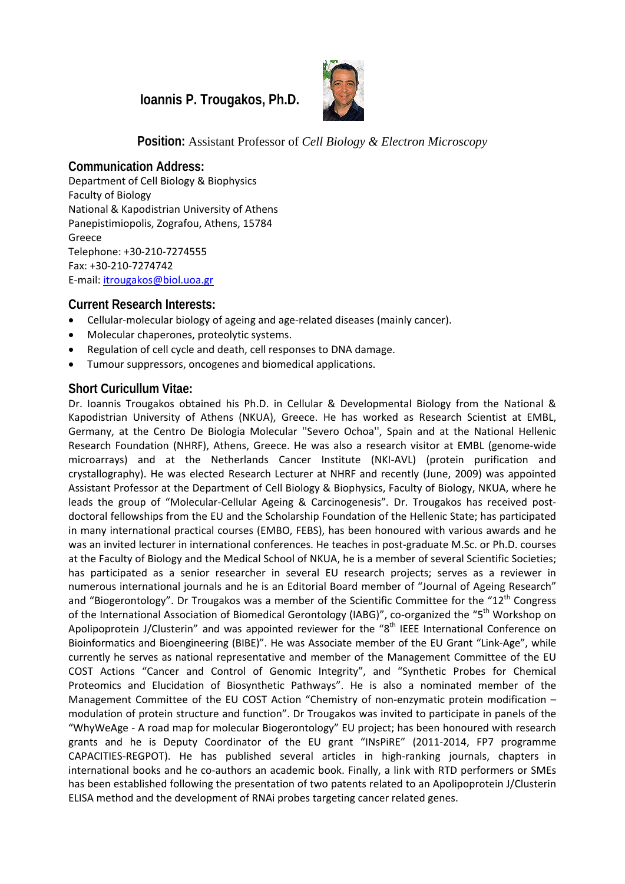# Ioannis P. Trougakos, Ph.D.

**Position:** Assistant Professor of *Cell Biology & Electron Microscopy*

## Communication Address:

Department of Cell Biology & Biophysics
Faculty of Biology
National & Kapodistrian University of Athens
Panepistimiopolis, Zografou, Athens, 15784
Greece
Telephone: +30-210-7274555
Fax: +30-210-7274742
E-mail: itrougakos@biol.uoa.gr

## Current Research Interests:

- Cellular-molecular biology of ageing and age-related diseases (mainly cancer).
- Molecular chaperones, proteolytic systems.
- Regulation of cell cycle and death, cell responses to DNA damage.
- Tumour suppressors, oncogenes and biomedical applications.

## Short Curicullum Vitae:

Dr. Ioannis Trougakos obtained his Ph.D. in Cellular & Developmental Biology from the National & Kapodistrian University of Athens (NKUA), Greece. He has worked as Research Scientist at EMBL, Germany, at the Centro De Biologia Molecular ''Severo Ochoa'', Spain and at the National Hellenic Research Foundation (NHRF), Athens, Greece. He was also a research visitor at EMBL (genome-wide microarrays) and at the Netherlands Cancer Institute (NKI-AVL) (protein purification and crystallography). He was elected Research Lecturer at NHRF and recently (June, 2009) was appointed Assistant Professor at the Department of Cell Biology & Biophysics, Faculty of Biology, NKUA, where he leads the group of "Molecular-Cellular Ageing & Carcinogenesis". Dr. Trougakos has received post-doctoral fellowships from the EU and the Scholarship Foundation of the Hellenic State; has participated in many international practical courses (EMBO, FEBS), has been honoured with various awards and he was an invited lecturer in international conferences. He teaches in post-graduate M.Sc. or Ph.D. courses at the Faculty of Biology and the Medical School of NKUA, he is a member of several Scientific Societies; has participated as a senior researcher in several EU research projects; serves as a reviewer in numerous international journals and he is an Editorial Board member of "Journal of Ageing Research" and "Biogerontology". Dr Trougakos was a member of the Scientific Committee for the "12th Congress of the International Association of Biomedical Gerontology (IABG)", co-organized the "5th Workshop on Apolipoprotein J/Clusterin" and was appointed reviewer for the "8th IEEE International Conference on Bioinformatics and Bioengineering (BIBE)". He was Associate member of the EU Grant "Link-Age", while currently he serves as national representative and member of the Management Committee of the EU COST Actions "Cancer and Control of Genomic Integrity", and "Synthetic Probes for Chemical Proteomics and Elucidation of Biosynthetic Pathways". He is also a nominated member of the Management Committee of the EU COST Action "Chemistry of non-enzymatic protein modification – modulation of protein structure and function". Dr Trougakos was invited to participate in panels of the "WhyWeAge - A road map for molecular Biogerontology" EU project; has been honoured with research grants and he is Deputy Coordinator of the EU grant "INsPiRE" (2011-2014, FP7 programme CAPACITIES-REGPOT). He has published several articles in high-ranking journals, chapters in international books and he co-authors an academic book. Finally, a link with RTD performers or SMEs has been established following the presentation of two patents related to an Apolipoprotein J/Clusterin ELISA method and the development of RNAi probes targeting cancer related genes.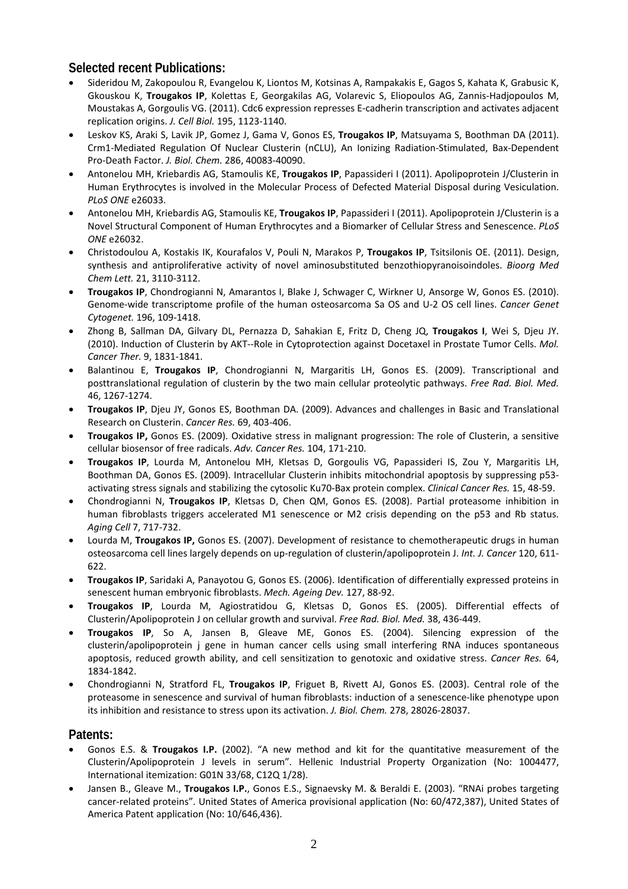## Selected recent Publications:

- Sideridou M, Zakopoulou R, Evangelou K, Liontos M, Kotsinas A, Rampakakis E, Gagos S, Kahata K, Grabusic K, Gkouskou K, **Trougakos IP**, Kolettas E, Georgakilas AG, Volarevic S, Eliopoulos AG, Zannis-Hadjopoulos M, Moustakas A, Gorgoulis VG. (2011). Cdc6 expression represses E-cadherin transcription and activates adjacent replication origins. *J. Cell Biol.* 195, 1123-1140.
- Leskov KS, Araki S, Lavik JP, Gomez J, Gama V, Gonos ES, **Trougakos IP**, Matsuyama S, Boothman DA (2011). Crm1-Mediated Regulation Of Nuclear Clusterin (nCLU), An Ionizing Radiation-Stimulated, Bax-Dependent Pro-Death Factor. *J. Biol. Chem.* 286, 40083-40090.
- Antonelou MH, Kriebardis AG, Stamoulis KE, **Trougakos IP**, Papassideri I (2011). Apolipoprotein J/Clusterin in Human Erythrocytes is involved in the Molecular Process of Defected Material Disposal during Vesiculation. *PLoS ONE* e26033.
- Antonelou MH, Kriebardis AG, Stamoulis KE, **Trougakos IP**, Papassideri I (2011). Apolipoprotein J/Clusterin is a Novel Structural Component of Human Erythrocytes and a Biomarker of Cellular Stress and Senescence. *PLoS ONE* e26032.
- Christodoulou A, Kostakis IK, Kourafalos V, Pouli N, Marakos P, **Trougakos IP**, Tsitsilonis OE. (2011). Design, synthesis and antiproliferative activity of novel aminosubstituted benzothiopyranoisoindoles. *Bioorg Med Chem Lett.* 21, 3110-3112.
- **Trougakos IP**, Chondrogianni N, Amarantos I, Blake J, Schwager C, Wirkner U, Ansorge W, Gonos ES. (2010). Genome-wide transcriptome profile of the human osteosarcoma Sa OS and U-2 OS cell lines. *Cancer Genet Cytogenet.* 196, 109-1418.
- Zhong B, Sallman DA, Gilvary DL, Pernazza D, Sahakian E, Fritz D, Cheng JQ, **Trougakos I**, Wei S, Djeu JY. (2010). Induction of Clusterin by AKT--Role in Cytoprotection against Docetaxel in Prostate Tumor Cells. *Mol. Cancer Ther.* 9, 1831-1841.
- Balantinou E, **Trougakos IP**, Chondrogianni N, Margaritis LH, Gonos ES. (2009). Transcriptional and posttranslational regulation of clusterin by the two main cellular proteolytic pathways. *Free Rad. Biol. Med.* 46, 1267-1274.
- **Trougakos IP**, Djeu JY, Gonos ES, Boothman DA. (2009). Advances and challenges in Basic and Translational Research on Clusterin. *Cancer Res.* 69, 403-406.
- **Trougakos IP,** Gonos ES. (2009). Oxidative stress in malignant progression: The role of Clusterin, a sensitive cellular biosensor of free radicals. *Adv. Cancer Res.* 104, 171-210.
- **Trougakos IP**, Lourda M, Antonelou MH, Kletsas D, Gorgoulis VG, Papassideri IS, Zou Y, Margaritis LH, Boothman DA, Gonos ES. (2009). Intracellular Clusterin inhibits mitochondrial apoptosis by suppressing p53-activating stress signals and stabilizing the cytosolic Ku70-Bax protein complex. *Clinical Cancer Res.* 15, 48-59.
- Chondrogianni N, **Trougakos IP**, Kletsas D, Chen QM, Gonos ES. (2008). Partial proteasome inhibition in human fibroblasts triggers accelerated M1 senescence or M2 crisis depending on the p53 and Rb status. *Aging Cell* 7, 717-732.
- Lourda M, **Trougakos IP,** Gonos ES. (2007). Development of resistance to chemotherapeutic drugs in human osteosarcoma cell lines largely depends on up-regulation of clusterin/apolipoprotein J. *Int. J. Cancer* 120, 611-622.
- **Trougakos IP**, Saridaki A, Panayotou G, Gonos ES. (2006). Identification of differentially expressed proteins in senescent human embryonic fibroblasts. *Mech. Ageing Dev.* 127, 88-92.
- **Trougakos IP**, Lourda M, Agiostratidou G, Kletsas D, Gonos ES. (2005). Differential effects of Clusterin/Apolipoprotein J on cellular growth and survival. *Free Rad. Biol. Med.* 38, 436-449.
- **Trougakos IP**, So A, Jansen B, Gleave ME, Gonos ES. (2004). Silencing expression of the clusterin/apolipoprotein j gene in human cancer cells using small interfering RNA induces spontaneous apoptosis, reduced growth ability, and cell sensitization to genotoxic and oxidative stress. *Cancer Res.* 64, 1834-1842.
- Chondrogianni N, Stratford FL, **Trougakos IP**, Friguet B, Rivett AJ, Gonos ES. (2003). Central role of the proteasome in senescence and survival of human fibroblasts: induction of a senescence-like phenotype upon its inhibition and resistance to stress upon its activation. *J. Biol. Chem.* 278, 28026-28037.

## Patents:

- Gonos E.S. & **Trougakos I.P.** (2002). "A new method and kit for the quantitative measurement of the Clusterin/Apolipoprotein J levels in serum". Hellenic Industrial Property Organization (No: 1004477, International itemization: G01N 33/68, C12Q 1/28).
- Jansen B., Gleave M., **Trougakos I.P.**, Gonos E.S., Signaevsky M. & Beraldi E. (2003). "RNAi probes targeting cancer-related proteins". United States of America provisional application (No: 60/472,387), United States of America Patent application (No: 10/646,436).